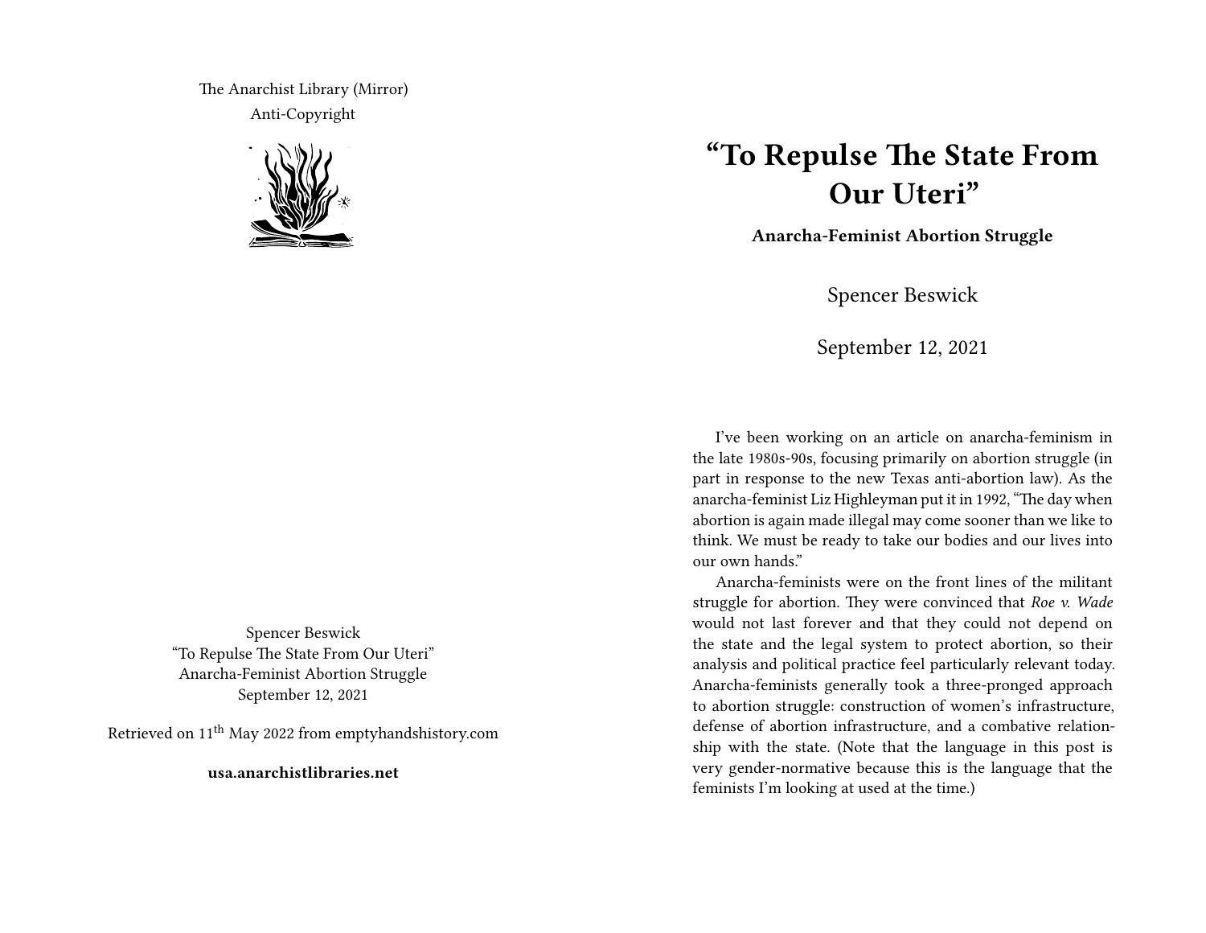The Anarchist Library (Mirror)
Anti-Copyright

Spencer Beswick
“To Repulse The State From Our Uteri”
Anarcha-Feminist Abortion Struggle
September 12, 2021

Retrieved on 11th May 2022 from emptyhandshistory.com

**usa.anarchistlibraries.net**

# “To Repulse The State From Our Uteri”

**Anarcha-Feminist Abortion Struggle**

Spencer Beswick

September 12, 2021

I’ve been working on an article on anarcha-feminism in the late 1980s-90s, focusing primarily on abortion struggle (in part in response to the new Texas anti-abortion law). As the anarcha-feminist Liz Highleyman put it in 1992, “The day when abortion is again made illegal may come sooner than we like to think. We must be ready to take our bodies and our lives into our own hands.”

Anarcha-feminists were on the front lines of the militant struggle for abortion. They were convinced that *Roe v. Wade* would not last forever and that they could not depend on the state and the legal system to protect abortion, so their analysis and political practice feel particularly relevant today. Anarcha-feminists generally took a three-pronged approach to abortion struggle: construction of women’s infrastructure, defense of abortion infrastructure, and a combative relationship with the state. (Note that the language in this post is very gender-normative because this is the language that the feminists I’m looking at used at the time.)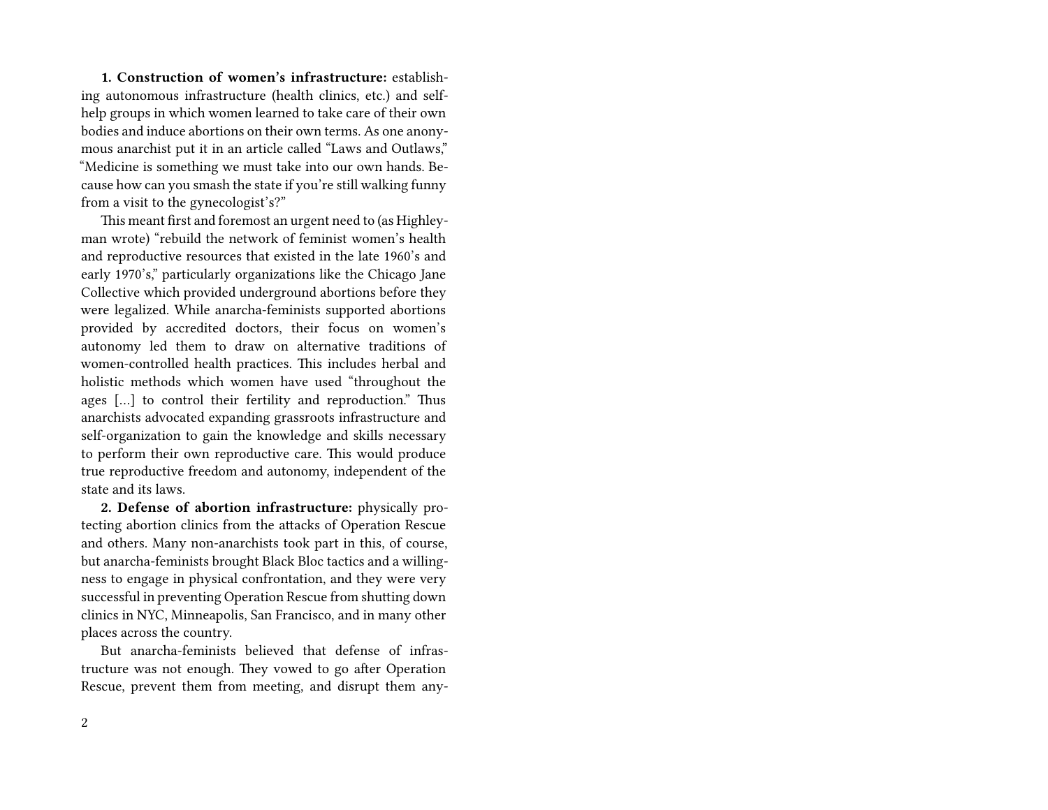**1. Construction of women's infrastructure:** establishing autonomous infrastructure (health clinics, etc.) and self-help groups in which women learned to take care of their own bodies and induce abortions on their own terms. As one anonymous anarchist put it in an article called "Laws and Outlaws," "Medicine is something we must take into our own hands. Because how can you smash the state if you're still walking funny from a visit to the gynecologist's?"

This meant first and foremost an urgent need to (as Highleyman wrote) "rebuild the network of feminist women's health and reproductive resources that existed in the late 1960's and early 1970's," particularly organizations like the Chicago Jane Collective which provided underground abortions before they were legalized. While anarcha-feminists supported abortions provided by accredited doctors, their focus on women's autonomy led them to draw on alternative traditions of women-controlled health practices. This includes herbal and holistic methods which women have used "throughout the ages […] to control their fertility and reproduction." Thus anarchists advocated expanding grassroots infrastructure and self-organization to gain the knowledge and skills necessary to perform their own reproductive care. This would produce true reproductive freedom and autonomy, independent of the state and its laws.

**2. Defense of abortion infrastructure:** physically protecting abortion clinics from the attacks of Operation Rescue and others. Many non-anarchists took part in this, of course, but anarcha-feminists brought Black Bloc tactics and a willingness to engage in physical confrontation, and they were very successful in preventing Operation Rescue from shutting down clinics in NYC, Minneapolis, San Francisco, and in many other places across the country.

But anarcha-feminists believed that defense of infrastructure was not enough. They vowed to go after Operation Rescue, prevent them from meeting, and disrupt them any-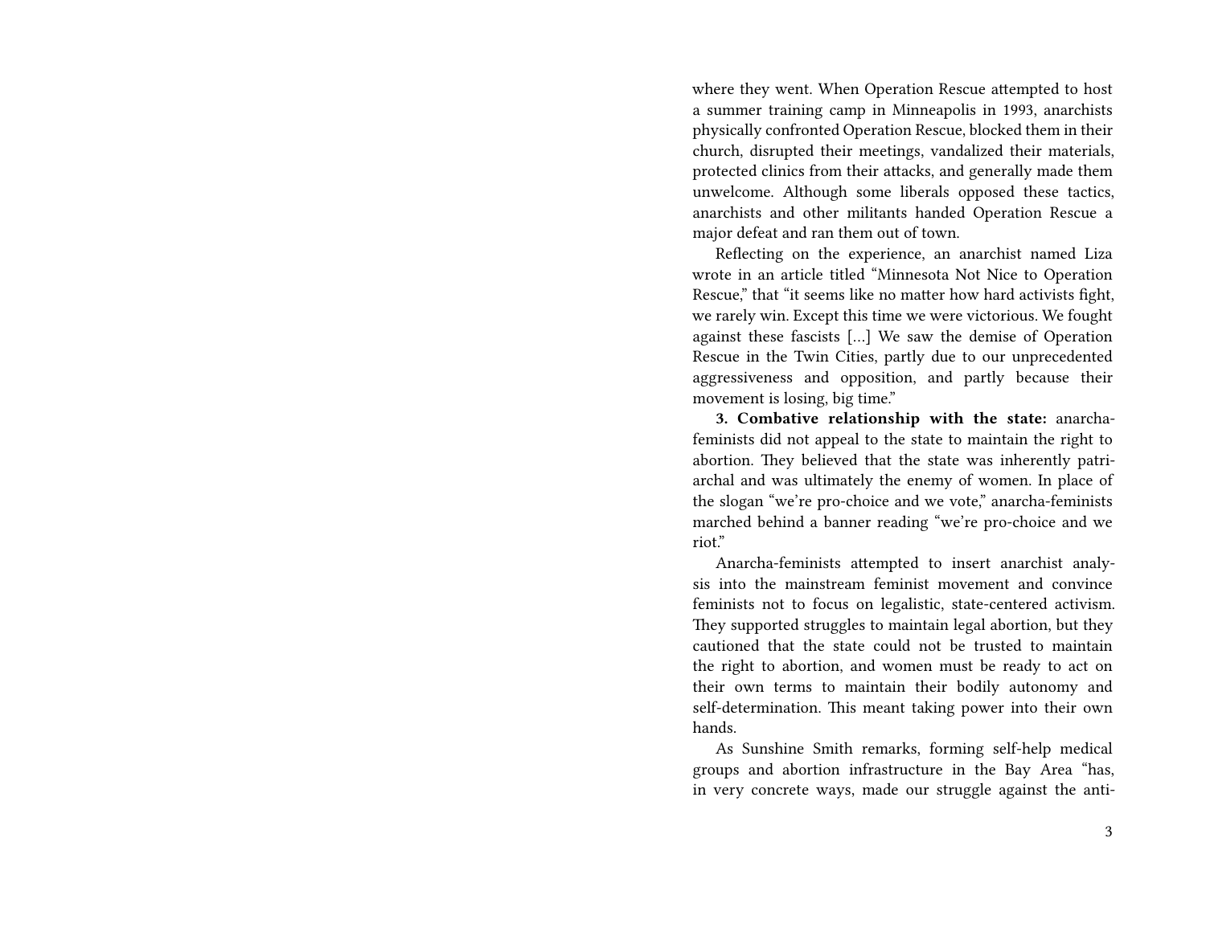where they went. When Operation Rescue attempted to host a summer training camp in Minneapolis in 1993, anarchists physically confronted Operation Rescue, blocked them in their church, disrupted their meetings, vandalized their materials, protected clinics from their attacks, and generally made them unwelcome. Although some liberals opposed these tactics, anarchists and other militants handed Operation Rescue a major defeat and ran them out of town.

Reflecting on the experience, an anarchist named Liza wrote in an article titled "Minnesota Not Nice to Operation Rescue," that "it seems like no matter how hard activists fight, we rarely win. Except this time we were victorious. We fought against these fascists […] We saw the demise of Operation Rescue in the Twin Cities, partly due to our unprecedented aggressiveness and opposition, and partly because their movement is losing, big time."

**3. Combative relationship with the state:** anarcha-feminists did not appeal to the state to maintain the right to abortion. They believed that the state was inherently patriarchal and was ultimately the enemy of women. In place of the slogan "we're pro-choice and we vote," anarcha-feminists marched behind a banner reading "we're pro-choice and we riot."

Anarcha-feminists attempted to insert anarchist analysis into the mainstream feminist movement and convince feminists not to focus on legalistic, state-centered activism. They supported struggles to maintain legal abortion, but they cautioned that the state could not be trusted to maintain the right to abortion, and women must be ready to act on their own terms to maintain their bodily autonomy and self-determination. This meant taking power into their own hands.

As Sunshine Smith remarks, forming self-help medical groups and abortion infrastructure in the Bay Area "has, in very concrete ways, made our struggle against the anti-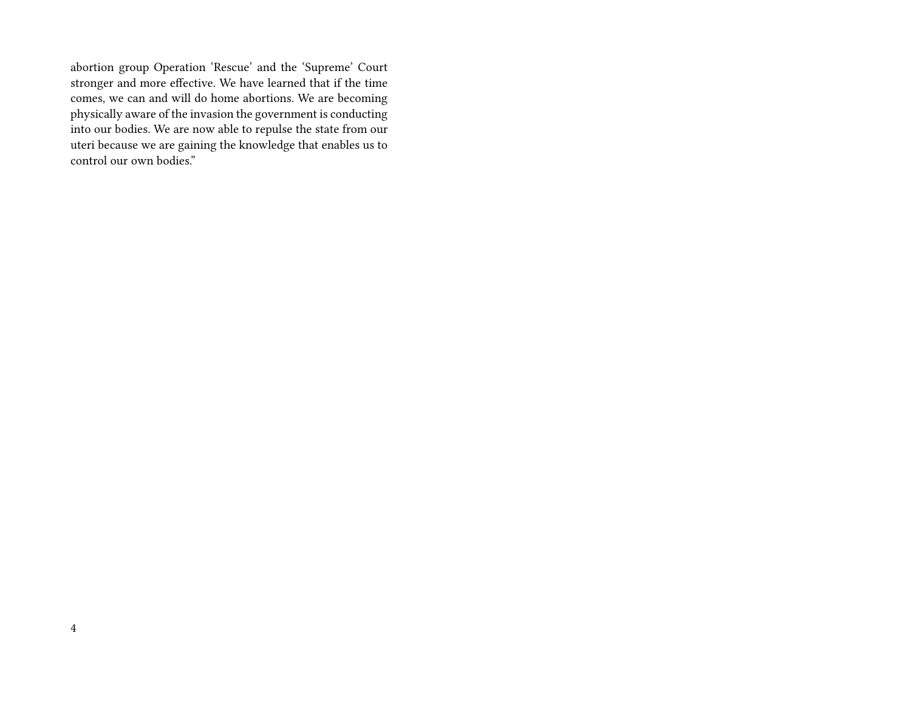abortion group Operation 'Rescue' and the 'Supreme' Court stronger and more effective. We have learned that if the time comes, we can and will do home abortions. We are becoming physically aware of the invasion the government is conducting into our bodies. We are now able to repulse the state from our uteri because we are gaining the knowledge that enables us to control our own bodies."